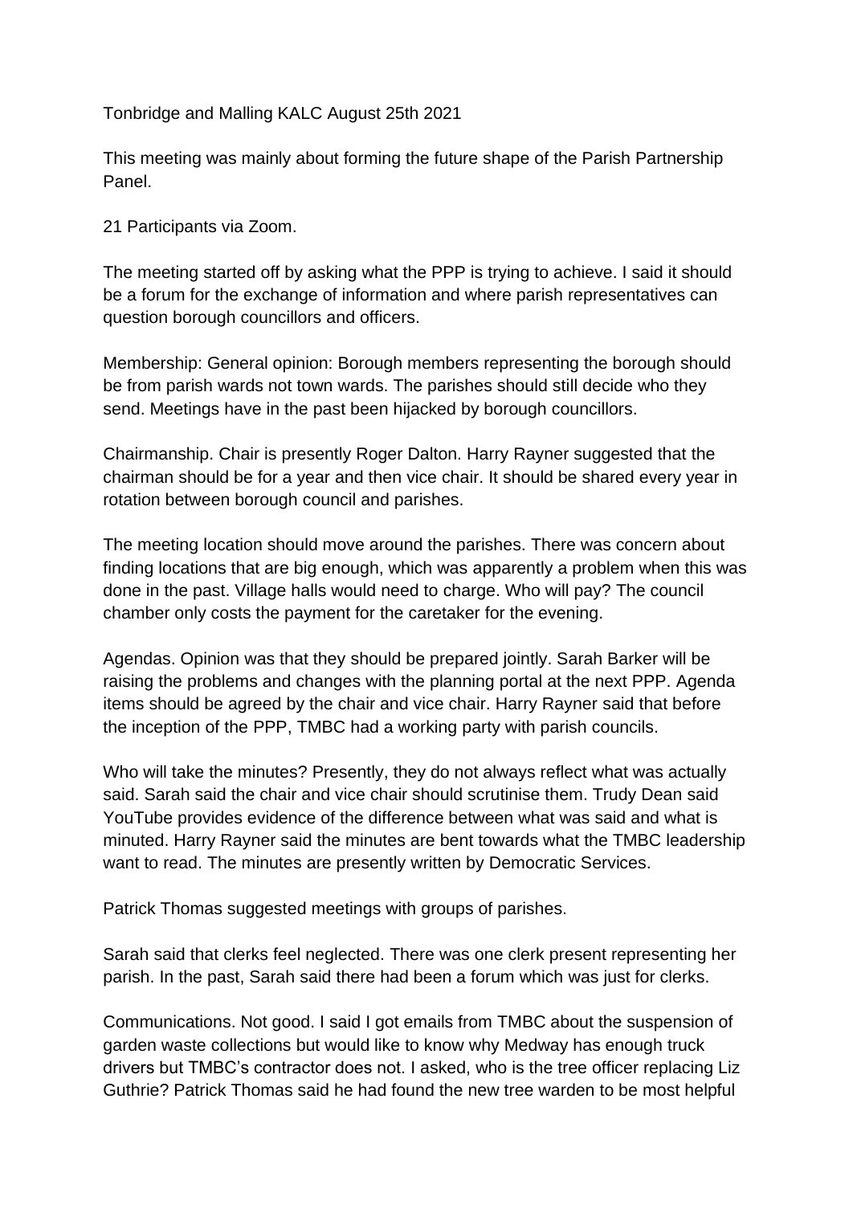Tonbridge and Malling KALC August 25th 2021

This meeting was mainly about forming the future shape of the Parish Partnership Panel.

21 Participants via Zoom.

The meeting started off by asking what the PPP is trying to achieve. I said it should be a forum for the exchange of information and where parish representatives can question borough councillors and officers.

Membership: General opinion: Borough members representing the borough should be from parish wards not town wards. The parishes should still decide who they send. Meetings have in the past been hijacked by borough councillors.

Chairmanship. Chair is presently Roger Dalton. Harry Rayner suggested that the chairman should be for a year and then vice chair. It should be shared every year in rotation between borough council and parishes.

The meeting location should move around the parishes. There was concern about finding locations that are big enough, which was apparently a problem when this was done in the past. Village halls would need to charge. Who will pay? The council chamber only costs the payment for the caretaker for the evening.

Agendas. Opinion was that they should be prepared jointly. Sarah Barker will be raising the problems and changes with the planning portal at the next PPP. Agenda items should be agreed by the chair and vice chair. Harry Rayner said that before the inception of the PPP, TMBC had a working party with parish councils.

Who will take the minutes? Presently, they do not always reflect what was actually said. Sarah said the chair and vice chair should scrutinise them. Trudy Dean said YouTube provides evidence of the difference between what was said and what is minuted. Harry Rayner said the minutes are bent towards what the TMBC leadership want to read. The minutes are presently written by Democratic Services.

Patrick Thomas suggested meetings with groups of parishes.

Sarah said that clerks feel neglected. There was one clerk present representing her parish. In the past, Sarah said there had been a forum which was just for clerks.

Communications. Not good. I said I got emails from TMBC about the suspension of garden waste collections but would like to know why Medway has enough truck drivers but TMBC's contractor does not. I asked, who is the tree officer replacing Liz Guthrie? Patrick Thomas said he had found the new tree warden to be most helpful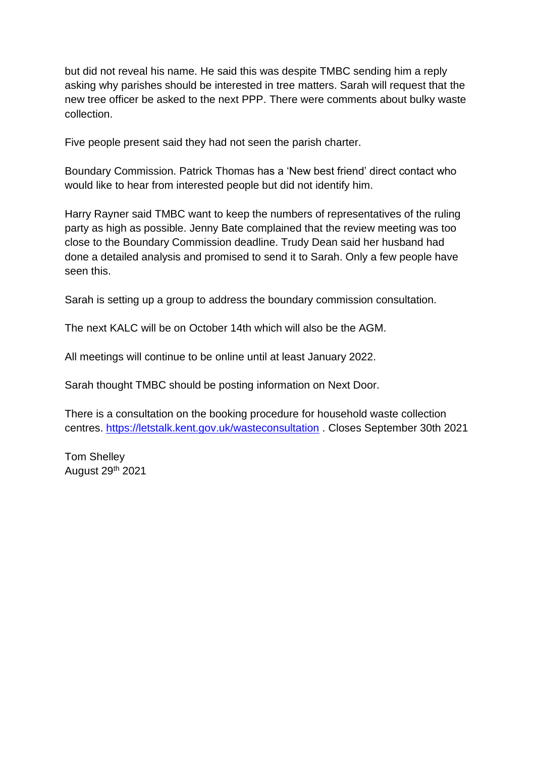but did not reveal his name. He said this was despite TMBC sending him a reply asking why parishes should be interested in tree matters. Sarah will request that the new tree officer be asked to the next PPP. There were comments about bulky waste collection.

Five people present said they had not seen the parish charter.

Boundary Commission. Patrick Thomas has a 'New best friend' direct contact who would like to hear from interested people but did not identify him.

Harry Rayner said TMBC want to keep the numbers of representatives of the ruling party as high as possible. Jenny Bate complained that the review meeting was too close to the Boundary Commission deadline. Trudy Dean said her husband had done a detailed analysis and promised to send it to Sarah. Only a few people have seen this.

Sarah is setting up a group to address the boundary commission consultation.

The next KALC will be on October 14th which will also be the AGM.

All meetings will continue to be online until at least January 2022.

Sarah thought TMBC should be posting information on Next Door.

There is a consultation on the booking procedure for household waste collection centres. https://letstalk.kent.gov.uk/wasteconsultation . Closes September 30th 2021

Tom Shelley
August 29th 2021